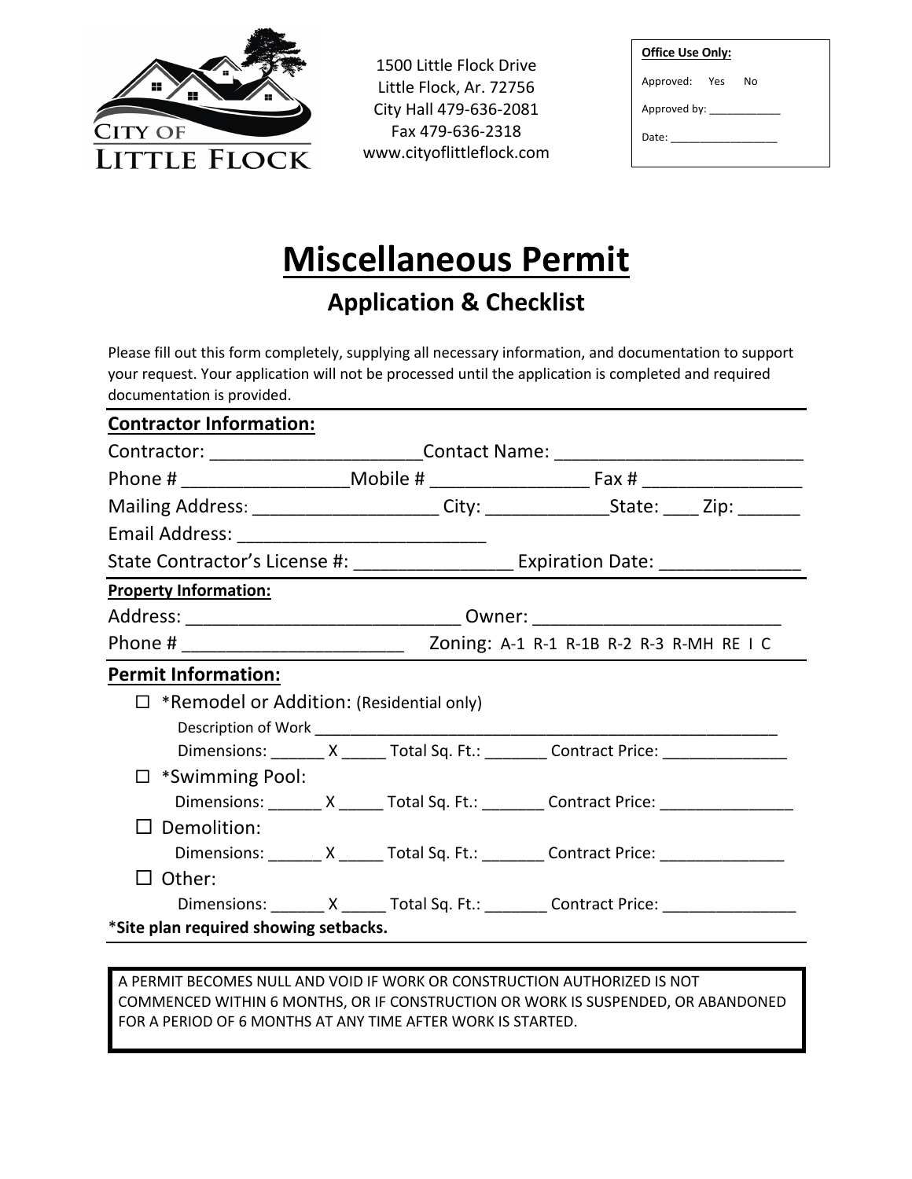CITY OF LITTLE FLOCK

1500 Little Flock Drive
Little Flock, Ar. 72756
City Hall 479-636-2081
Fax 479-636-2318
www.cityoflittleflock.com

**Office Use Only:**

Approved: Yes No

Approved by: ____________

Date: __________________

# Miscellaneous Permit

## Application & Checklist

Please fill out this form completely, supplying all necessary information, and documentation to support your request. Your application will not be processed until the application is completed and required documentation is provided.

### Contractor Information:

Contractor: _____________________ Contact Name: _________________________

Phone # _________________ Mobile # ________________ Fax # ________________

Mailing Address: ___________________ City: _____________ State: ____ Zip: ______

Email Address: _________________________

State Contractor's License #: ________________ Expiration Date: ______________

**Property Information:**

Address: ___________________________ Owner: _________________________

Phone # ______________________ Zoning: A-1 R-1 R-1B R-2 R-3 R-MH RE I C

### Permit Information:

- ☐ *Remodel or Addition: (Residential only)
  - Description of Work ________________________________________________________
  - Dimensions: ______ X _____ Total Sq. Ft.: _______ Contract Price: ______________
- ☐ *Swimming Pool:
  - Dimensions: ______ X _____ Total Sq. Ft.: _______ Contract Price: _______________
- ☐ Demolition:
  - Dimensions: ______ X _____ Total Sq. Ft.: _______ Contract Price: ______________
- ☐ Other:
  - Dimensions: ______ X _____ Total Sq. Ft.: _______ Contract Price: _______________

***Site plan required showing setbacks.**

A PERMIT BECOMES NULL AND VOID IF WORK OR CONSTRUCTION AUTHORIZED IS NOT COMMENCED WITHIN 6 MONTHS, OR IF CONSTRUCTION OR WORK IS SUSPENDED, OR ABANDONED FOR A PERIOD OF 6 MONTHS AT ANY TIME AFTER WORK IS STARTED.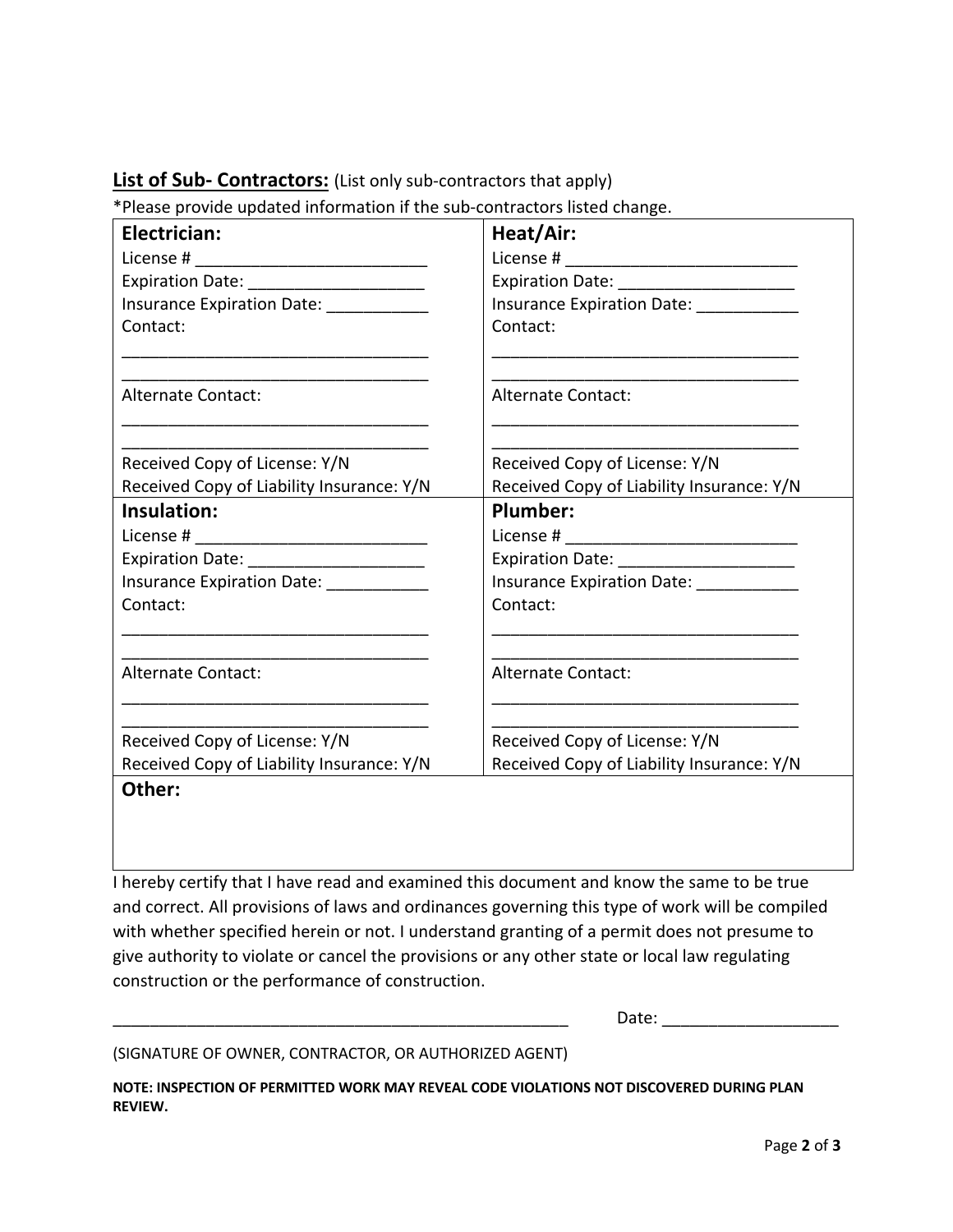**List of Sub- Contractors:** (List only sub-contractors that apply)

*Please provide updated information if the sub-contractors listed change.

| **Electrician:** | **Heat/Air:** |
|---|---|
| License # __________________________ | License # __________________________ |
| Expiration Date: ____________________ | Expiration Date: ____________________ |
| Insurance Expiration Date: ___________ | Insurance Expiration Date: ___________ |
| Contact: | Contact: |
| __________________________________ | __________________________________ |
| __________________________________ | __________________________________ |
| Alternate Contact: | Alternate Contact: |
| __________________________________ | __________________________________ |
| __________________________________ | __________________________________ |
| Received Copy of License: Y/N | Received Copy of License: Y/N |
| Received Copy of Liability Insurance: Y/N | Received Copy of Liability Insurance: Y/N |
| **Insulation:** | **Plumber:** |
| License # __________________________ | License # __________________________ |
| Expiration Date: ____________________ | Expiration Date: ____________________ |
| Insurance Expiration Date: ___________ | Insurance Expiration Date: ___________ |
| Contact: | Contact: |
| __________________________________ | __________________________________ |
| __________________________________ | __________________________________ |
| Alternate Contact: | Alternate Contact: |
| __________________________________ | __________________________________ |
| __________________________________ | __________________________________ |
| Received Copy of License: Y/N | Received Copy of License: Y/N |
| Received Copy of Liability Insurance: Y/N | Received Copy of Liability Insurance: Y/N |
| **Other:** | |

I hereby certify that I have read and examined this document and know the same to be true and correct. All provisions of laws and ordinances governing this type of work will be compiled with whether specified herein or not. I understand granting of a permit does not presume to give authority to violate or cancel the provisions or any other state or local law regulating construction or the performance of construction.

_____________________________________________________ Date: ____________________

(SIGNATURE OF OWNER, CONTRACTOR, OR AUTHORIZED AGENT)

**NOTE: INSPECTION OF PERMITTED WORK MAY REVEAL CODE VIOLATIONS NOT DISCOVERED DURING PLAN REVIEW.**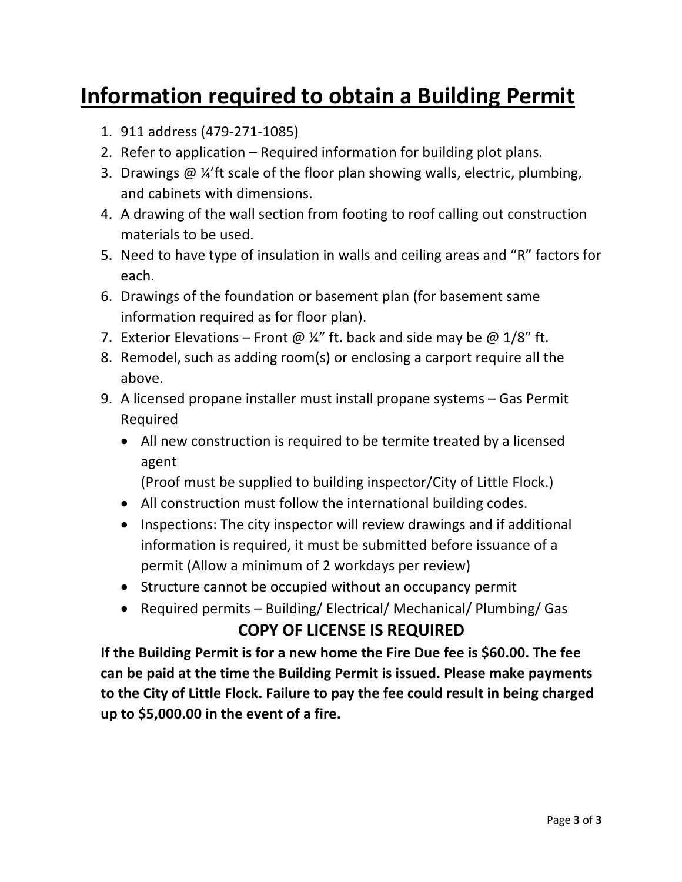# Information required to obtain a Building Permit

1. 911 address (479-271-1085)
2. Refer to application – Required information for building plot plans.
3. Drawings @ ¼'ft scale of the floor plan showing walls, electric, plumbing, and cabinets with dimensions.
4. A drawing of the wall section from footing to roof calling out construction materials to be used.
5. Need to have type of insulation in walls and ceiling areas and "R" factors for each.
6. Drawings of the foundation or basement plan (for basement same information required as for floor plan).
7. Exterior Elevations – Front @ ¼" ft. back and side may be @ 1/8" ft.
8. Remodel, such as adding room(s) or enclosing a carport require all the above.
9. A licensed propane installer must install propane systems – Gas Permit Required
   - All new construction is required to be termite treated by a licensed agent
     (Proof must be supplied to building inspector/City of Little Flock.)
   - All construction must follow the international building codes.
   - Inspections: The city inspector will review drawings and if additional information is required, it must be submitted before issuance of a permit (Allow a minimum of 2 workdays per review)
   - Structure cannot be occupied without an occupancy permit
   - Required permits – Building/ Electrical/ Mechanical/ Plumbing/ Gas

**COPY OF LICENSE IS REQUIRED**

**If the Building Permit is for a new home the Fire Due fee is $60.00. The fee can be paid at the time the Building Permit is issued. Please make payments to the City of Little Flock. Failure to pay the fee could result in being charged up to $5,000.00 in the event of a fire.**